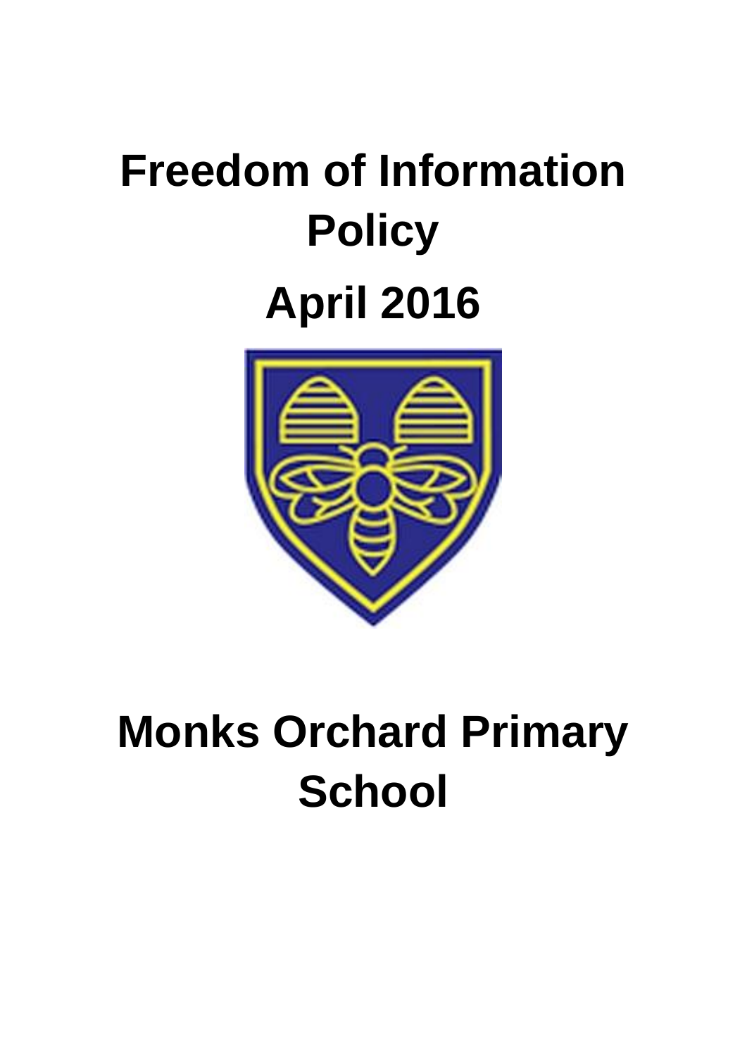# Freedom of Information Policy

# April 2016

# Monks Orchard Primary School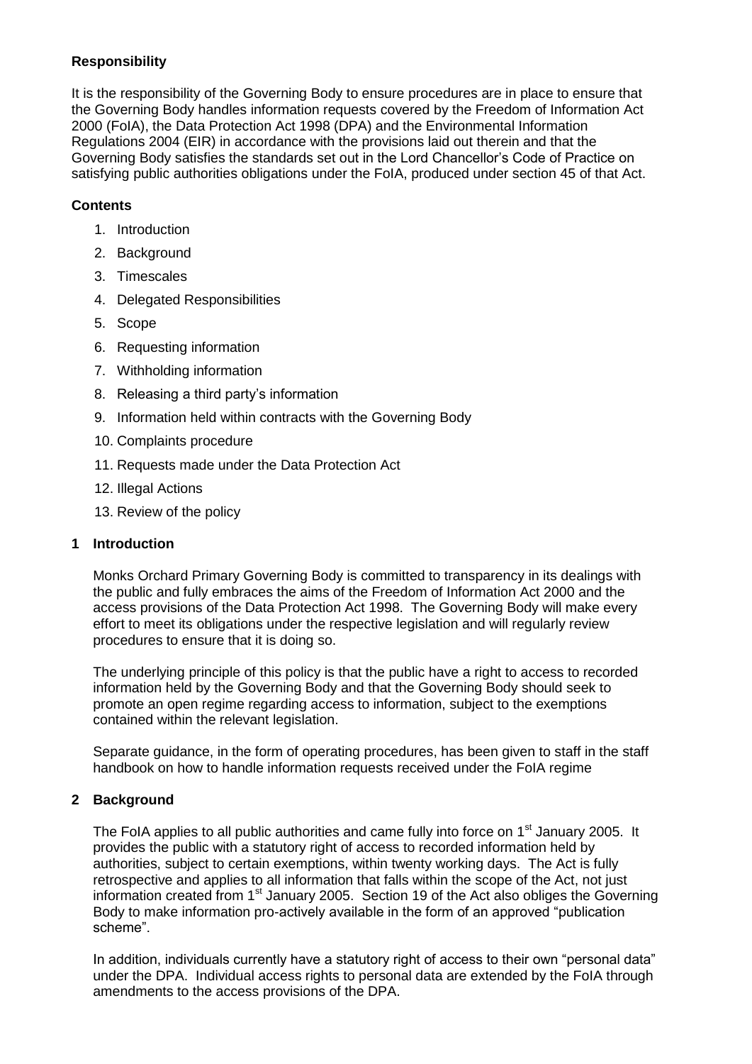**Responsibility**

It is the responsibility of the Governing Body to ensure procedures are in place to ensure that the Governing Body handles information requests covered by the Freedom of Information Act 2000 (FoIA), the Data Protection Act 1998 (DPA) and the Environmental Information Regulations 2004 (EIR) in accordance with the provisions laid out therein and that the Governing Body satisfies the standards set out in the Lord Chancellor's Code of Practice on satisfying public authorities obligations under the FoIA, produced under section 45 of that Act.

**Contents**

1. Introduction
2. Background
3. Timescales
4. Delegated Responsibilities
5. Scope
6. Requesting information
7. Withholding information
8. Releasing a third party's information
9. Information held within contracts with the Governing Body
10. Complaints procedure
11. Requests made under the Data Protection Act
12. Illegal Actions
13. Review of the policy

## 1 Introduction

Monks Orchard Primary Governing Body is committed to transparency in its dealings with the public and fully embraces the aims of the Freedom of Information Act 2000 and the access provisions of the Data Protection Act 1998. The Governing Body will make every effort to meet its obligations under the respective legislation and will regularly review procedures to ensure that it is doing so.

The underlying principle of this policy is that the public have a right to access to recorded information held by the Governing Body and that the Governing Body should seek to promote an open regime regarding access to information, subject to the exemptions contained within the relevant legislation.

Separate guidance, in the form of operating procedures, has been given to staff in the staff handbook on how to handle information requests received under the FoIA regime

## 2 Background

The FoIA applies to all public authorities and came fully into force on 1st January 2005. It provides the public with a statutory right of access to recorded information held by authorities, subject to certain exemptions, within twenty working days. The Act is fully retrospective and applies to all information that falls within the scope of the Act, not just information created from 1st January 2005. Section 19 of the Act also obliges the Governing Body to make information pro-actively available in the form of an approved "publication scheme".

In addition, individuals currently have a statutory right of access to their own "personal data" under the DPA. Individual access rights to personal data are extended by the FoIA through amendments to the access provisions of the DPA.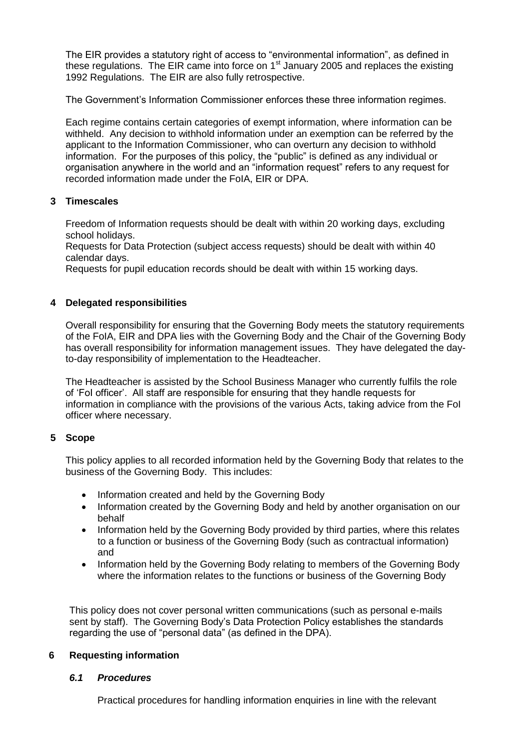The EIR provides a statutory right of access to "environmental information", as defined in these regulations. The EIR came into force on 1st January 2005 and replaces the existing 1992 Regulations. The EIR are also fully retrospective.

The Government's Information Commissioner enforces these three information regimes.

Each regime contains certain categories of exempt information, where information can be withheld. Any decision to withhold information under an exemption can be referred by the applicant to the Information Commissioner, who can overturn any decision to withhold information. For the purposes of this policy, the "public" is defined as any individual or organisation anywhere in the world and an "information request" refers to any request for recorded information made under the FoIA, EIR or DPA.

## 3 Timescales

Freedom of Information requests should be dealt with within 20 working days, excluding school holidays.
Requests for Data Protection (subject access requests) should be dealt with within 40 calendar days.
Requests for pupil education records should be dealt with within 15 working days.

## 4 Delegated responsibilities

Overall responsibility for ensuring that the Governing Body meets the statutory requirements of the FoIA, EIR and DPA lies with the Governing Body and the Chair of the Governing Body has overall responsibility for information management issues. They have delegated the day-to-day responsibility of implementation to the Headteacher.

The Headteacher is assisted by the School Business Manager who currently fulfils the role of 'FoI officer'. All staff are responsible for ensuring that they handle requests for information in compliance with the provisions of the various Acts, taking advice from the FoI officer where necessary.

## 5 Scope

This policy applies to all recorded information held by the Governing Body that relates to the business of the Governing Body. This includes:

- Information created and held by the Governing Body
- Information created by the Governing Body and held by another organisation on our behalf
- Information held by the Governing Body provided by third parties, where this relates to a function or business of the Governing Body (such as contractual information) and
- Information held by the Governing Body relating to members of the Governing Body where the information relates to the functions or business of the Governing Body

This policy does not cover personal written communications (such as personal e-mails sent by staff). The Governing Body's Data Protection Policy establishes the standards regarding the use of "personal data" (as defined in the DPA).

## 6 Requesting information

### *6.1 Procedures*

Practical procedures for handling information enquiries in line with the relevant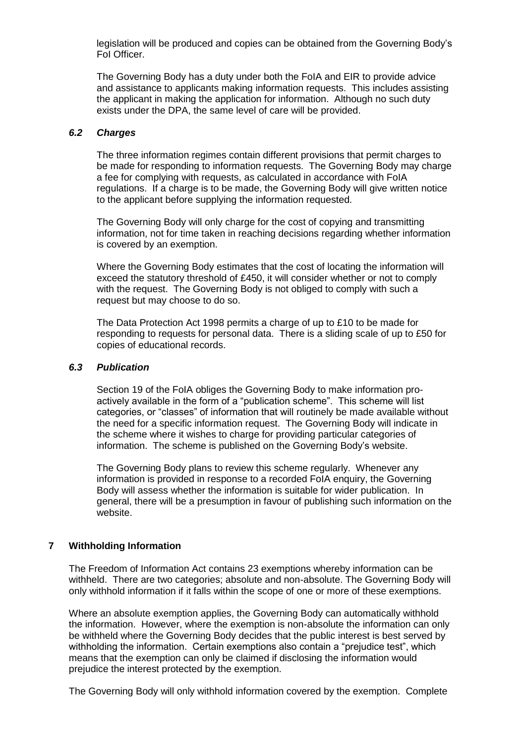legislation will be produced and copies can be obtained from the Governing Body's FoI Officer.

The Governing Body has a duty under both the FoIA and EIR to provide advice and assistance to applicants making information requests. This includes assisting the applicant in making the application for information. Although no such duty exists under the DPA, the same level of care will be provided.

### *6.2 Charges*

The three information regimes contain different provisions that permit charges to be made for responding to information requests. The Governing Body may charge a fee for complying with requests, as calculated in accordance with FoIA regulations. If a charge is to be made, the Governing Body will give written notice to the applicant before supplying the information requested.

The Governing Body will only charge for the cost of copying and transmitting information, not for time taken in reaching decisions regarding whether information is covered by an exemption.

Where the Governing Body estimates that the cost of locating the information will exceed the statutory threshold of £450, it will consider whether or not to comply with the request. The Governing Body is not obliged to comply with such a request but may choose to do so.

The Data Protection Act 1998 permits a charge of up to £10 to be made for responding to requests for personal data. There is a sliding scale of up to £50 for copies of educational records.

### *6.3 Publication*

Section 19 of the FoIA obliges the Governing Body to make information pro-actively available in the form of a "publication scheme". This scheme will list categories, or "classes" of information that will routinely be made available without the need for a specific information request. The Governing Body will indicate in the scheme where it wishes to charge for providing particular categories of information. The scheme is published on the Governing Body's website.

The Governing Body plans to review this scheme regularly. Whenever any information is provided in response to a recorded FoIA enquiry, the Governing Body will assess whether the information is suitable for wider publication. In general, there will be a presumption in favour of publishing such information on the website.

## 7 Withholding Information

The Freedom of Information Act contains 23 exemptions whereby information can be withheld. There are two categories; absolute and non-absolute. The Governing Body will only withhold information if it falls within the scope of one or more of these exemptions.

Where an absolute exemption applies, the Governing Body can automatically withhold the information. However, where the exemption is non-absolute the information can only be withheld where the Governing Body decides that the public interest is best served by withholding the information. Certain exemptions also contain a "prejudice test", which means that the exemption can only be claimed if disclosing the information would prejudice the interest protected by the exemption.

The Governing Body will only withhold information covered by the exemption. Complete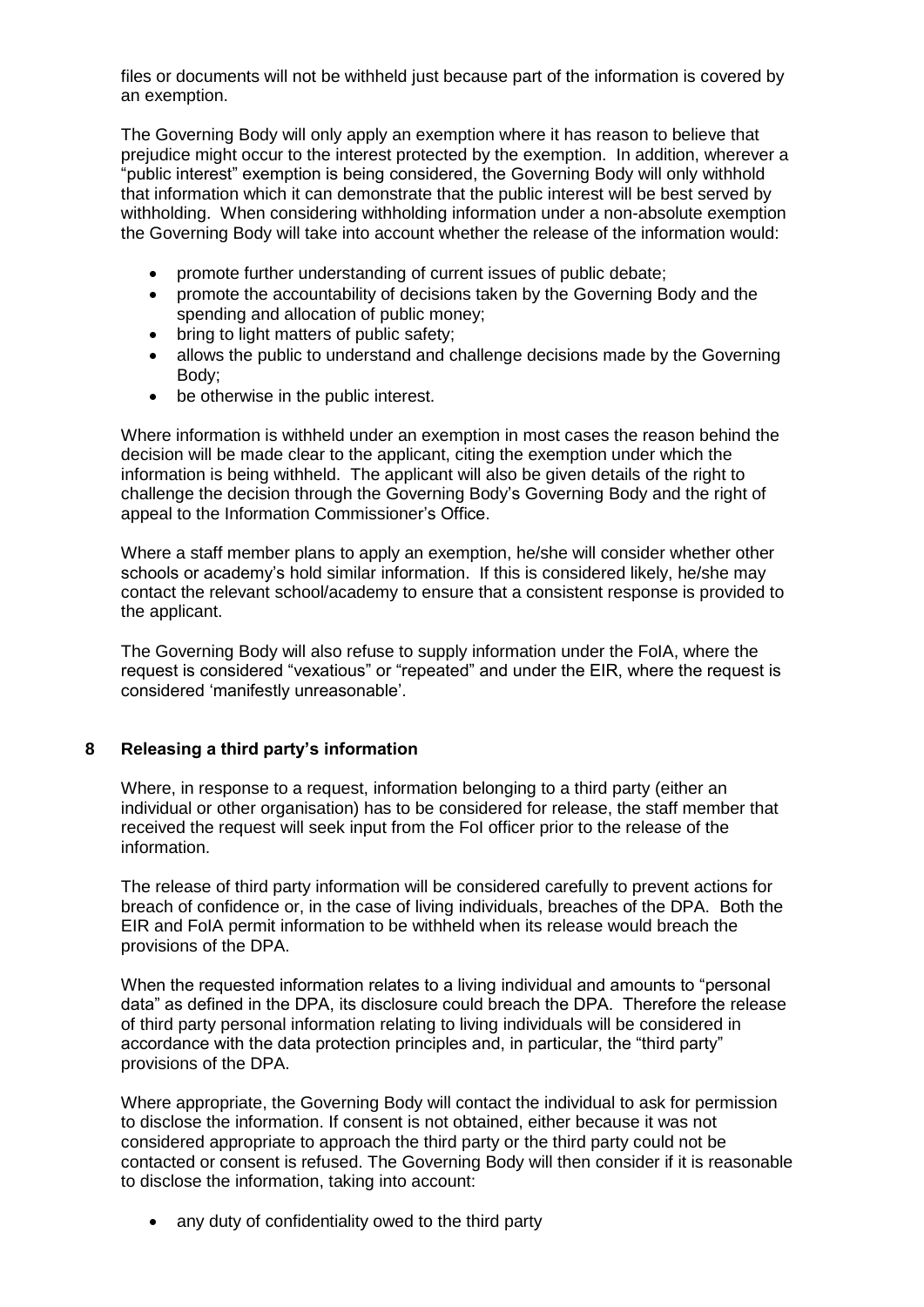files or documents will not be withheld just because part of the information is covered by an exemption.

The Governing Body will only apply an exemption where it has reason to believe that prejudice might occur to the interest protected by the exemption. In addition, wherever a "public interest" exemption is being considered, the Governing Body will only withhold that information which it can demonstrate that the public interest will be best served by withholding. When considering withholding information under a non-absolute exemption the Governing Body will take into account whether the release of the information would:

- promote further understanding of current issues of public debate;
- promote the accountability of decisions taken by the Governing Body and the spending and allocation of public money;
- bring to light matters of public safety;
- allows the public to understand and challenge decisions made by the Governing Body;
- be otherwise in the public interest.

Where information is withheld under an exemption in most cases the reason behind the decision will be made clear to the applicant, citing the exemption under which the information is being withheld. The applicant will also be given details of the right to challenge the decision through the Governing Body's Governing Body and the right of appeal to the Information Commissioner's Office.

Where a staff member plans to apply an exemption, he/she will consider whether other schools or academy's hold similar information. If this is considered likely, he/she may contact the relevant school/academy to ensure that a consistent response is provided to the applicant.

The Governing Body will also refuse to supply information under the FoIA, where the request is considered "vexatious" or "repeated" and under the EIR, where the request is considered 'manifestly unreasonable'.

## 8 Releasing a third party's information

Where, in response to a request, information belonging to a third party (either an individual or other organisation) has to be considered for release, the staff member that received the request will seek input from the FoI officer prior to the release of the information.

The release of third party information will be considered carefully to prevent actions for breach of confidence or, in the case of living individuals, breaches of the DPA. Both the EIR and FoIA permit information to be withheld when its release would breach the provisions of the DPA.

When the requested information relates to a living individual and amounts to "personal data" as defined in the DPA, its disclosure could breach the DPA. Therefore the release of third party personal information relating to living individuals will be considered in accordance with the data protection principles and, in particular, the "third party" provisions of the DPA.

Where appropriate, the Governing Body will contact the individual to ask for permission to disclose the information. If consent is not obtained, either because it was not considered appropriate to approach the third party or the third party could not be contacted or consent is refused. The Governing Body will then consider if it is reasonable to disclose the information, taking into account:

- any duty of confidentiality owed to the third party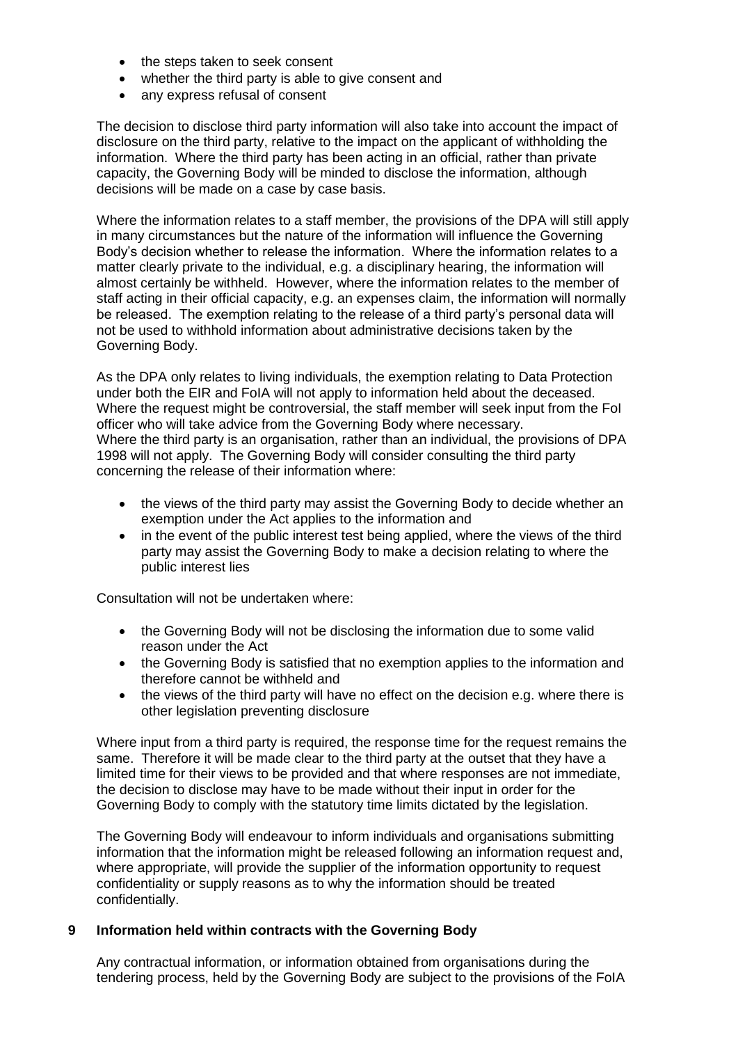- the steps taken to seek consent
- whether the third party is able to give consent and
- any express refusal of consent

The decision to disclose third party information will also take into account the impact of disclosure on the third party, relative to the impact on the applicant of withholding the information. Where the third party has been acting in an official, rather than private capacity, the Governing Body will be minded to disclose the information, although decisions will be made on a case by case basis.

Where the information relates to a staff member, the provisions of the DPA will still apply in many circumstances but the nature of the information will influence the Governing Body's decision whether to release the information. Where the information relates to a matter clearly private to the individual, e.g. a disciplinary hearing, the information will almost certainly be withheld. However, where the information relates to the member of staff acting in their official capacity, e.g. an expenses claim, the information will normally be released. The exemption relating to the release of a third party's personal data will not be used to withhold information about administrative decisions taken by the Governing Body.

As the DPA only relates to living individuals, the exemption relating to Data Protection under both the EIR and FoIA will not apply to information held about the deceased. Where the request might be controversial, the staff member will seek input from the FoI officer who will take advice from the Governing Body where necessary.
Where the third party is an organisation, rather than an individual, the provisions of DPA 1998 will not apply. The Governing Body will consider consulting the third party concerning the release of their information where:

- the views of the third party may assist the Governing Body to decide whether an exemption under the Act applies to the information and
- in the event of the public interest test being applied, where the views of the third party may assist the Governing Body to make a decision relating to where the public interest lies

Consultation will not be undertaken where:

- the Governing Body will not be disclosing the information due to some valid reason under the Act
- the Governing Body is satisfied that no exemption applies to the information and therefore cannot be withheld and
- the views of the third party will have no effect on the decision e.g. where there is other legislation preventing disclosure

Where input from a third party is required, the response time for the request remains the same. Therefore it will be made clear to the third party at the outset that they have a limited time for their views to be provided and that where responses are not immediate, the decision to disclose may have to be made without their input in order for the Governing Body to comply with the statutory time limits dictated by the legislation.

The Governing Body will endeavour to inform individuals and organisations submitting information that the information might be released following an information request and, where appropriate, will provide the supplier of the information opportunity to request confidentiality or supply reasons as to why the information should be treated confidentially.

## 9 Information held within contracts with the Governing Body

Any contractual information, or information obtained from organisations during the tendering process, held by the Governing Body are subject to the provisions of the FoIA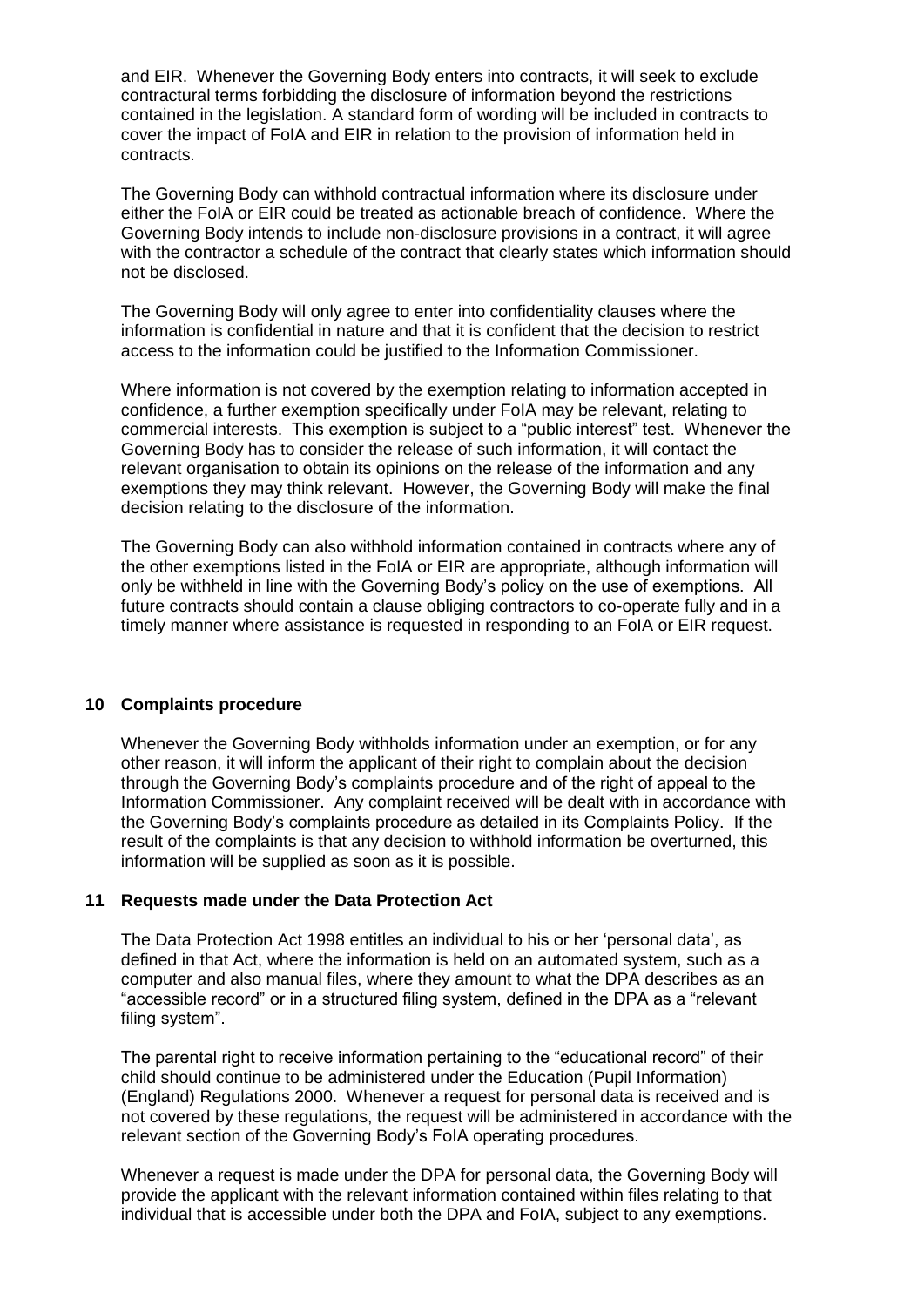and EIR. Whenever the Governing Body enters into contracts, it will seek to exclude contractural terms forbidding the disclosure of information beyond the restrictions contained in the legislation. A standard form of wording will be included in contracts to cover the impact of FoIA and EIR in relation to the provision of information held in contracts.

The Governing Body can withhold contractual information where its disclosure under either the FoIA or EIR could be treated as actionable breach of confidence. Where the Governing Body intends to include non-disclosure provisions in a contract, it will agree with the contractor a schedule of the contract that clearly states which information should not be disclosed.

The Governing Body will only agree to enter into confidentiality clauses where the information is confidential in nature and that it is confident that the decision to restrict access to the information could be justified to the Information Commissioner.

Where information is not covered by the exemption relating to information accepted in confidence, a further exemption specifically under FoIA may be relevant, relating to commercial interests. This exemption is subject to a "public interest" test. Whenever the Governing Body has to consider the release of such information, it will contact the relevant organisation to obtain its opinions on the release of the information and any exemptions they may think relevant. However, the Governing Body will make the final decision relating to the disclosure of the information.

The Governing Body can also withhold information contained in contracts where any of the other exemptions listed in the FoIA or EIR are appropriate, although information will only be withheld in line with the Governing Body's policy on the use of exemptions. All future contracts should contain a clause obliging contractors to co-operate fully and in a timely manner where assistance is requested in responding to an FoIA or EIR request.

## 10 Complaints procedure

Whenever the Governing Body withholds information under an exemption, or for any other reason, it will inform the applicant of their right to complain about the decision through the Governing Body's complaints procedure and of the right of appeal to the Information Commissioner. Any complaint received will be dealt with in accordance with the Governing Body's complaints procedure as detailed in its Complaints Policy. If the result of the complaints is that any decision to withhold information be overturned, this information will be supplied as soon as it is possible.

## 11 Requests made under the Data Protection Act

The Data Protection Act 1998 entitles an individual to his or her 'personal data', as defined in that Act, where the information is held on an automated system, such as a computer and also manual files, where they amount to what the DPA describes as an "accessible record" or in a structured filing system, defined in the DPA as a "relevant filing system".

The parental right to receive information pertaining to the "educational record" of their child should continue to be administered under the Education (Pupil Information) (England) Regulations 2000. Whenever a request for personal data is received and is not covered by these regulations, the request will be administered in accordance with the relevant section of the Governing Body's FoIA operating procedures.

Whenever a request is made under the DPA for personal data, the Governing Body will provide the applicant with the relevant information contained within files relating to that individual that is accessible under both the DPA and FoIA, subject to any exemptions.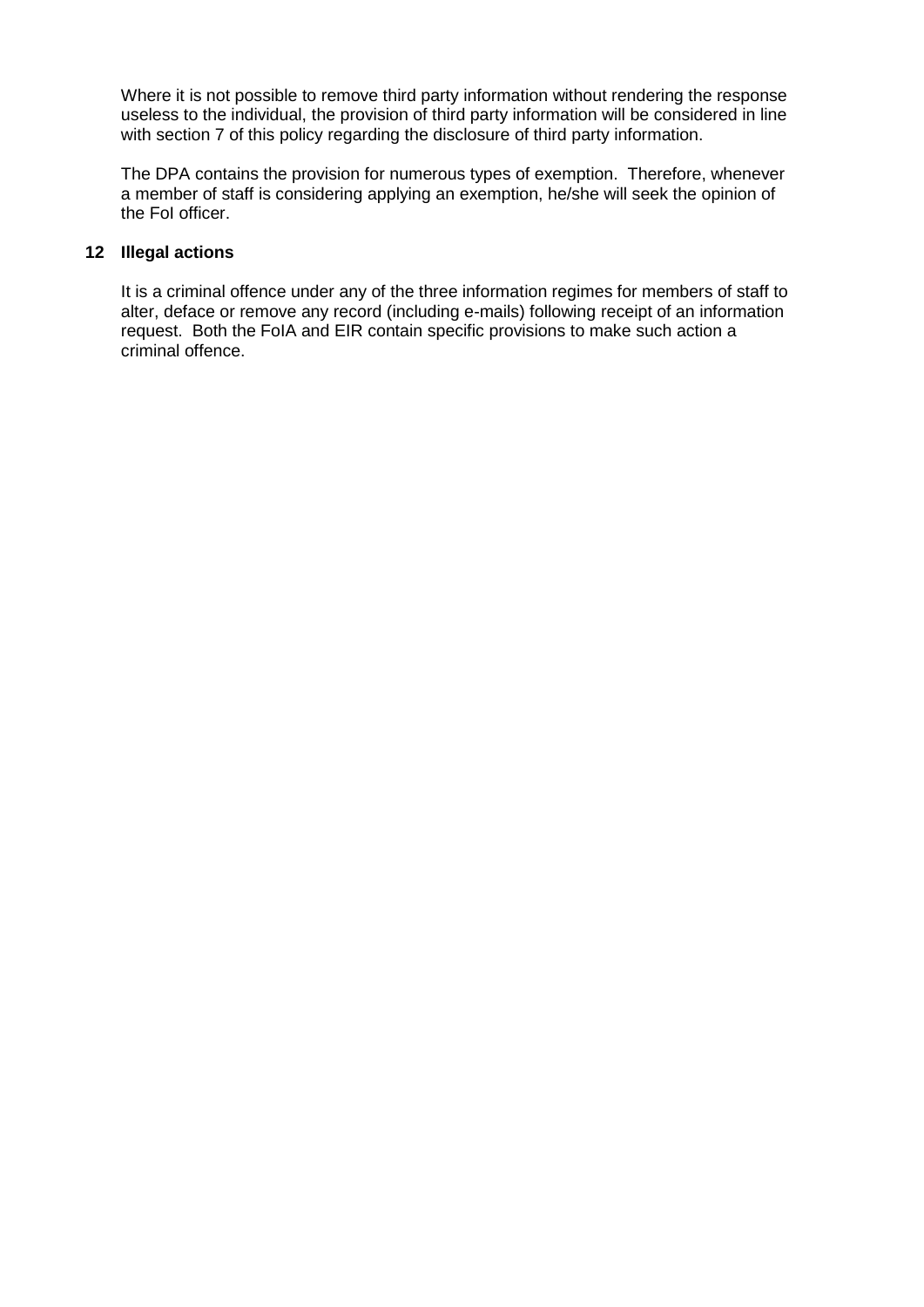Where it is not possible to remove third party information without rendering the response useless to the individual, the provision of third party information will be considered in line with section 7 of this policy regarding the disclosure of third party information.

The DPA contains the provision for numerous types of exemption. Therefore, whenever a member of staff is considering applying an exemption, he/she will seek the opinion of the FoI officer.

## 12 Illegal actions

It is a criminal offence under any of the three information regimes for members of staff to alter, deface or remove any record (including e-mails) following receipt of an information request. Both the FoIA and EIR contain specific provisions to make such action a criminal offence.